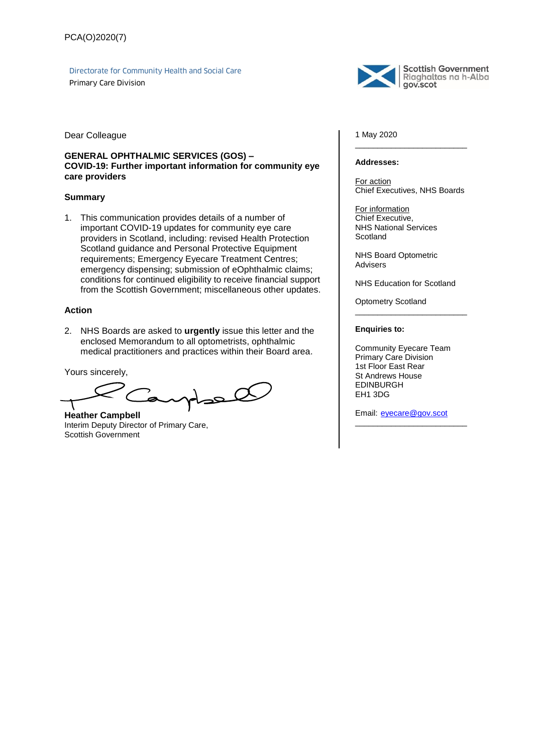PCA(O)2020(7)

Directorate for Community Health and Social Care
Primary Care Division

Scottish Government
Riaghaltas na h-Alba
gov.scot

Dear Colleague

**GENERAL OPHTHALMIC SERVICES (GOS) –**
**COVID-19: Further important information for community eye care providers**

**Summary**

1. This communication provides details of a number of important COVID-19 updates for community eye care providers in Scotland, including: revised Health Protection Scotland guidance and Personal Protective Equipment requirements; Emergency Eyecare Treatment Centres; emergency dispensing; submission of eOphthalmic claims; conditions for continued eligibility to receive financial support from the Scottish Government; miscellaneous other updates.

**Action**

2. NHS Boards are asked to **urgently** issue this letter and the enclosed Memorandum to all optometrists, ophthalmic medical practitioners and practices within their Board area.

Yours sincerely,

**Heather Campbell**
Interim Deputy Director of Primary Care,
Scottish Government

1 May 2020

---

**Addresses:**

For action
Chief Executives, NHS Boards

For information
Chief Executive,
NHS National Services Scotland

NHS Board Optometric Advisers

NHS Education for Scotland

Optometry Scotland

---

**Enquiries to:**

Community Eyecare Team
Primary Care Division
1st Floor East Rear
St Andrews House
EDINBURGH
EH1 3DG

Email: eyecare@gov.scot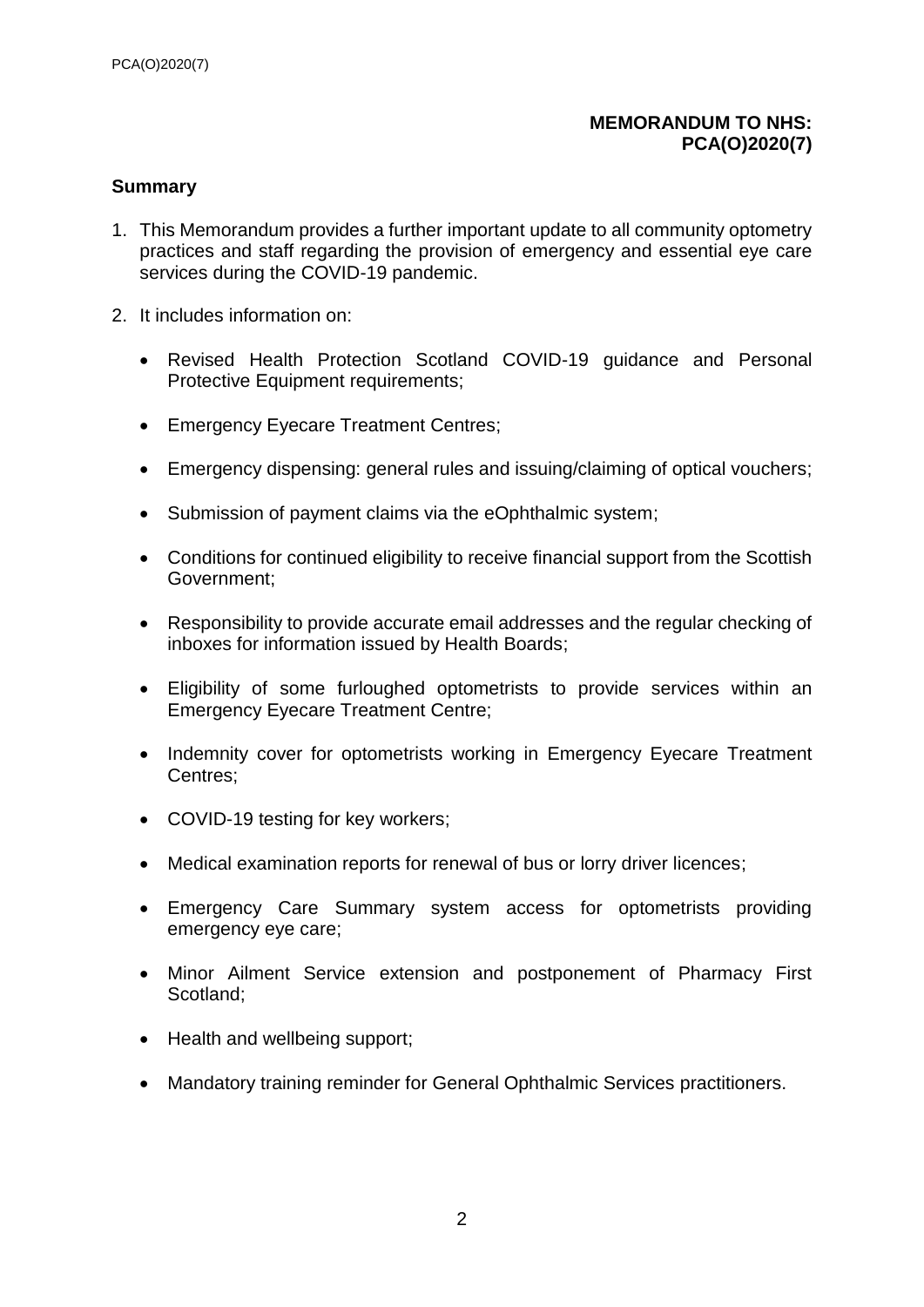**MEMORANDUM TO NHS: PCA(O)2020(7)**

## Summary

1. This Memorandum provides a further important update to all community optometry practices and staff regarding the provision of emergency and essential eye care services during the COVID-19 pandemic.

2. It includes information on:

    - Revised Health Protection Scotland COVID-19 guidance and Personal Protective Equipment requirements;
    - Emergency Eyecare Treatment Centres;
    - Emergency dispensing: general rules and issuing/claiming of optical vouchers;
    - Submission of payment claims via the eOphthalmic system;
    - Conditions for continued eligibility to receive financial support from the Scottish Government;
    - Responsibility to provide accurate email addresses and the regular checking of inboxes for information issued by Health Boards;
    - Eligibility of some furloughed optometrists to provide services within an Emergency Eyecare Treatment Centre;
    - Indemnity cover for optometrists working in Emergency Eyecare Treatment Centres;
    - COVID-19 testing for key workers;
    - Medical examination reports for renewal of bus or lorry driver licences;
    - Emergency Care Summary system access for optometrists providing emergency eye care;
    - Minor Ailment Service extension and postponement of Pharmacy First Scotland;
    - Health and wellbeing support;
    - Mandatory training reminder for General Ophthalmic Services practitioners.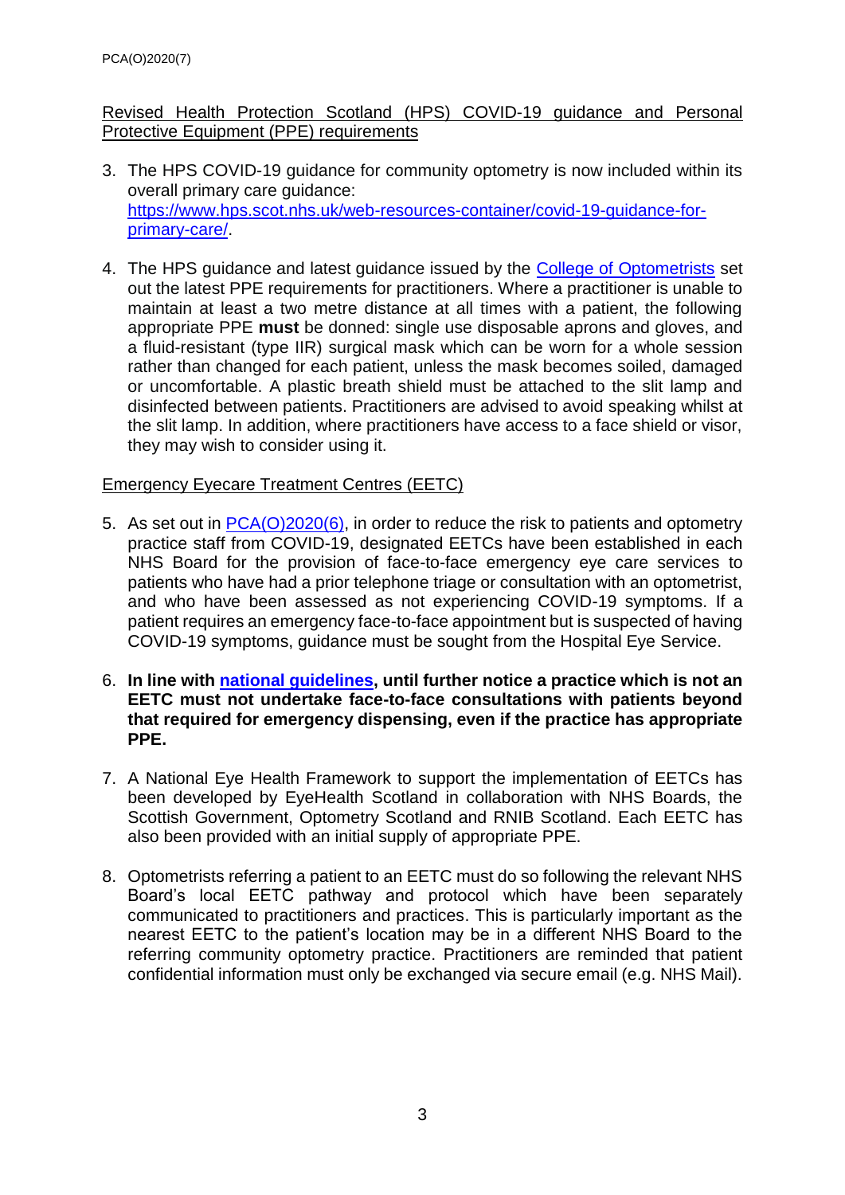Revised Health Protection Scotland (HPS) COVID-19 guidance and Personal Protective Equipment (PPE) requirements

3. The HPS COVID-19 guidance for community optometry is now included within its overall primary care guidance: [https://www.hps.scot.nhs.uk/web-resources-container/covid-19-guidance-for-primary-care/](https://www.hps.scot.nhs.uk/web-resources-container/covid-19-guidance-for-primary-care/).

4. The HPS guidance and latest guidance issued by the College of Optometrists set out the latest PPE requirements for practitioners. Where a practitioner is unable to maintain at least a two metre distance at all times with a patient, the following appropriate PPE **must** be donned: single use disposable aprons and gloves, and a fluid-resistant (type IIR) surgical mask which can be worn for a whole session rather than changed for each patient, unless the mask becomes soiled, damaged or uncomfortable. A plastic breath shield must be attached to the slit lamp and disinfected between patients. Practitioners are advised to avoid speaking whilst at the slit lamp. In addition, where practitioners have access to a face shield or visor, they may wish to consider using it.

Emergency Eyecare Treatment Centres (EETC)

5. As set out in PCA(O)2020(6), in order to reduce the risk to patients and optometry practice staff from COVID-19, designated EETCs have been established in each NHS Board for the provision of face-to-face emergency eye care services to patients who have had a prior telephone triage or consultation with an optometrist, and who have been assessed as not experiencing COVID-19 symptoms. If a patient requires an emergency face-to-face appointment but is suspected of having COVID-19 symptoms, guidance must be sought from the Hospital Eye Service.

6. **In line with national guidelines, until further notice a practice which is not an EETC must not undertake face-to-face consultations with patients beyond that required for emergency dispensing, even if the practice has appropriate PPE.**

7. A National Eye Health Framework to support the implementation of EETCs has been developed by EyeHealth Scotland in collaboration with NHS Boards, the Scottish Government, Optometry Scotland and RNIB Scotland. Each EETC has also been provided with an initial supply of appropriate PPE.

8. Optometrists referring a patient to an EETC must do so following the relevant NHS Board's local EETC pathway and protocol which have been separately communicated to practitioners and practices. This is particularly important as the nearest EETC to the patient's location may be in a different NHS Board to the referring community optometry practice. Practitioners are reminded that patient confidential information must only be exchanged via secure email (e.g. NHS Mail).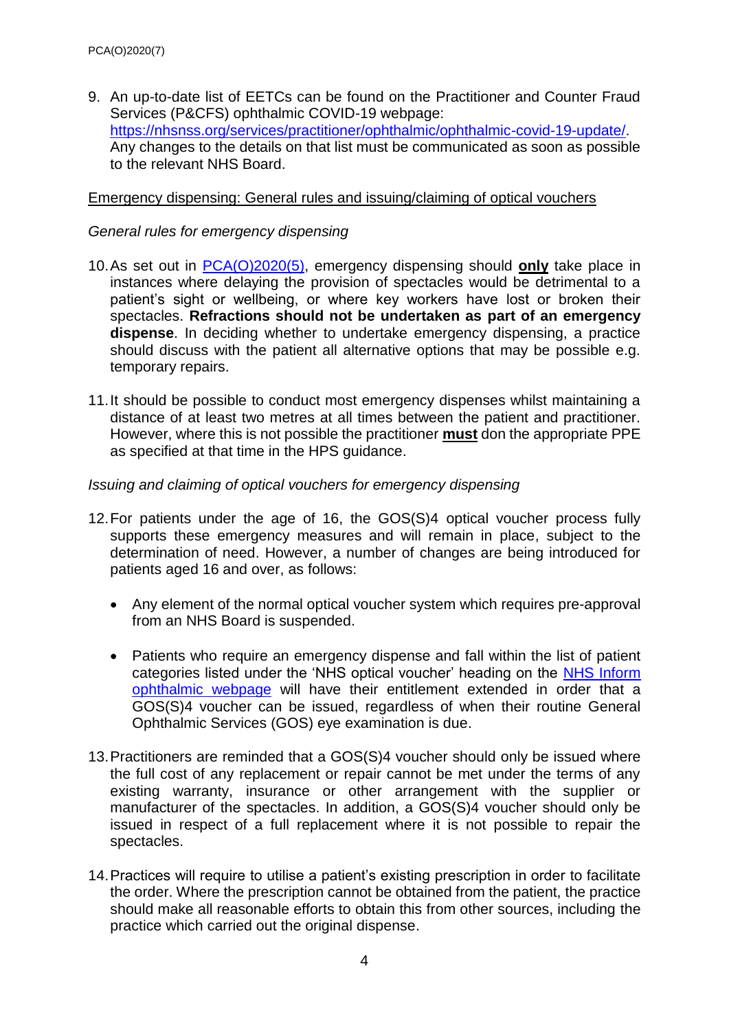9. An up-to-date list of EETCs can be found on the Practitioner and Counter Fraud Services (P&CFS) ophthalmic COVID-19 webpage: [https://nhsnss.org/services/practitioner/ophthalmic/ophthalmic-covid-19-update/](https://nhsnss.org/services/practitioner/ophthalmic/ophthalmic-covid-19-update/). Any changes to the details on that list must be communicated as soon as possible to the relevant NHS Board.

<u>Emergency dispensing: General rules and issuing/claiming of optical vouchers</u>

*General rules for emergency dispensing*

10. As set out in PCA(O)2020(5), emergency dispensing should **<u>only</u>** take place in instances where delaying the provision of spectacles would be detrimental to a patient's sight or wellbeing, or where key workers have lost or broken their spectacles. **Refractions should not be undertaken as part of an emergency dispense**. In deciding whether to undertake emergency dispensing, a practice should discuss with the patient all alternative options that may be possible e.g. temporary repairs.

11. It should be possible to conduct most emergency dispenses whilst maintaining a distance of at least two metres at all times between the patient and practitioner. However, where this is not possible the practitioner **<u>must</u>** don the appropriate PPE as specified at that time in the HPS guidance.

*Issuing and claiming of optical vouchers for emergency dispensing*

12. For patients under the age of 16, the GOS(S)4 optical voucher process fully supports these emergency measures and will remain in place, subject to the determination of need. However, a number of changes are being introduced for patients aged 16 and over, as follows:

    - Any element of the normal optical voucher system which requires pre-approval from an NHS Board is suspended.

    - Patients who require an emergency dispense and fall within the list of patient categories listed under the 'NHS optical voucher' heading on the NHS Inform ophthalmic webpage will have their entitlement extended in order that a GOS(S)4 voucher can be issued, regardless of when their routine General Ophthalmic Services (GOS) eye examination is due.

13. Practitioners are reminded that a GOS(S)4 voucher should only be issued where the full cost of any replacement or repair cannot be met under the terms of any existing warranty, insurance or other arrangement with the supplier or manufacturer of the spectacles. In addition, a GOS(S)4 voucher should only be issued in respect of a full replacement where it is not possible to repair the spectacles.

14. Practices will require to utilise a patient's existing prescription in order to facilitate the order. Where the prescription cannot be obtained from the patient, the practice should make all reasonable efforts to obtain this from other sources, including the practice which carried out the original dispense.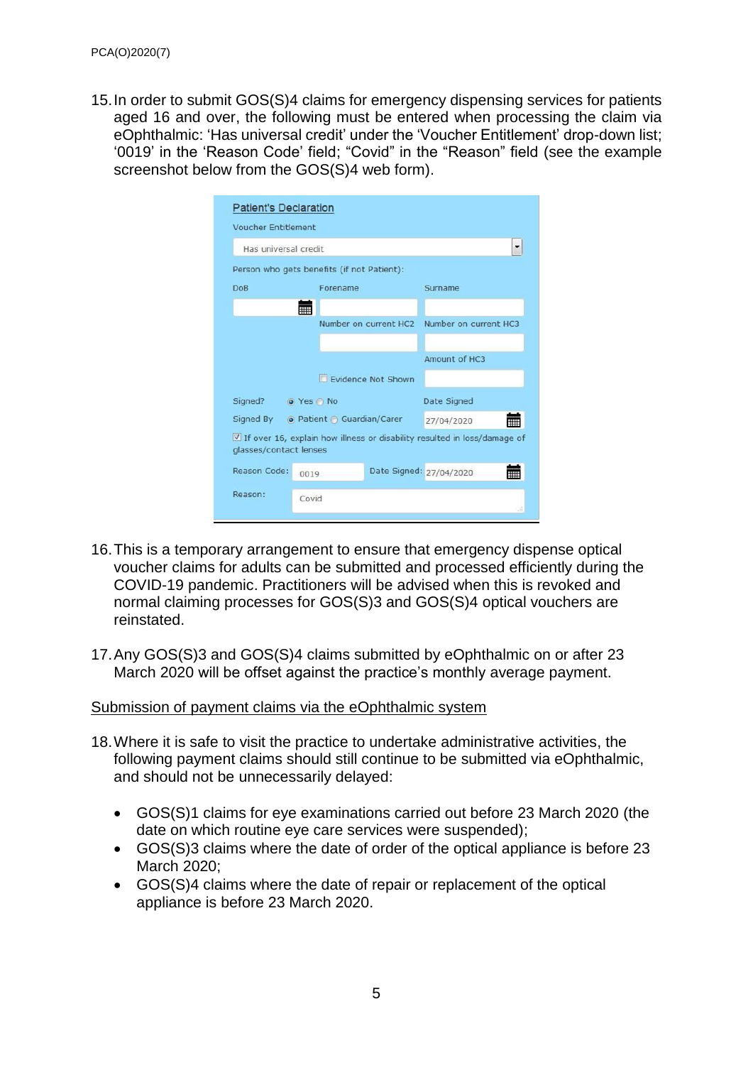15. In order to submit GOS(S)4 claims for emergency dispensing services for patients aged 16 and over, the following must be entered when processing the claim via eOphthalmic: 'Has universal credit' under the 'Voucher Entitlement' drop-down list; '0019' in the 'Reason Code' field; "Covid" in the "Reason" field (see the example screenshot below from the GOS(S)4 web form).

16. This is a temporary arrangement to ensure that emergency dispense optical voucher claims for adults can be submitted and processed efficiently during the COVID-19 pandemic. Practitioners will be advised when this is revoked and normal claiming processes for GOS(S)3 and GOS(S)4 optical vouchers are reinstated.

17. Any GOS(S)3 and GOS(S)4 claims submitted by eOphthalmic on or after 23 March 2020 will be offset against the practice's monthly average payment.

<u>Submission of payment claims via the eOphthalmic system</u>

18. Where it is safe to visit the practice to undertake administrative activities, the following payment claims should still continue to be submitted via eOphthalmic, and should not be unnecessarily delayed:

    - GOS(S)1 claims for eye examinations carried out before 23 March 2020 (the date on which routine eye care services were suspended);
    - GOS(S)3 claims where the date of order of the optical appliance is before 23 March 2020;
    - GOS(S)4 claims where the date of repair or replacement of the optical appliance is before 23 March 2020.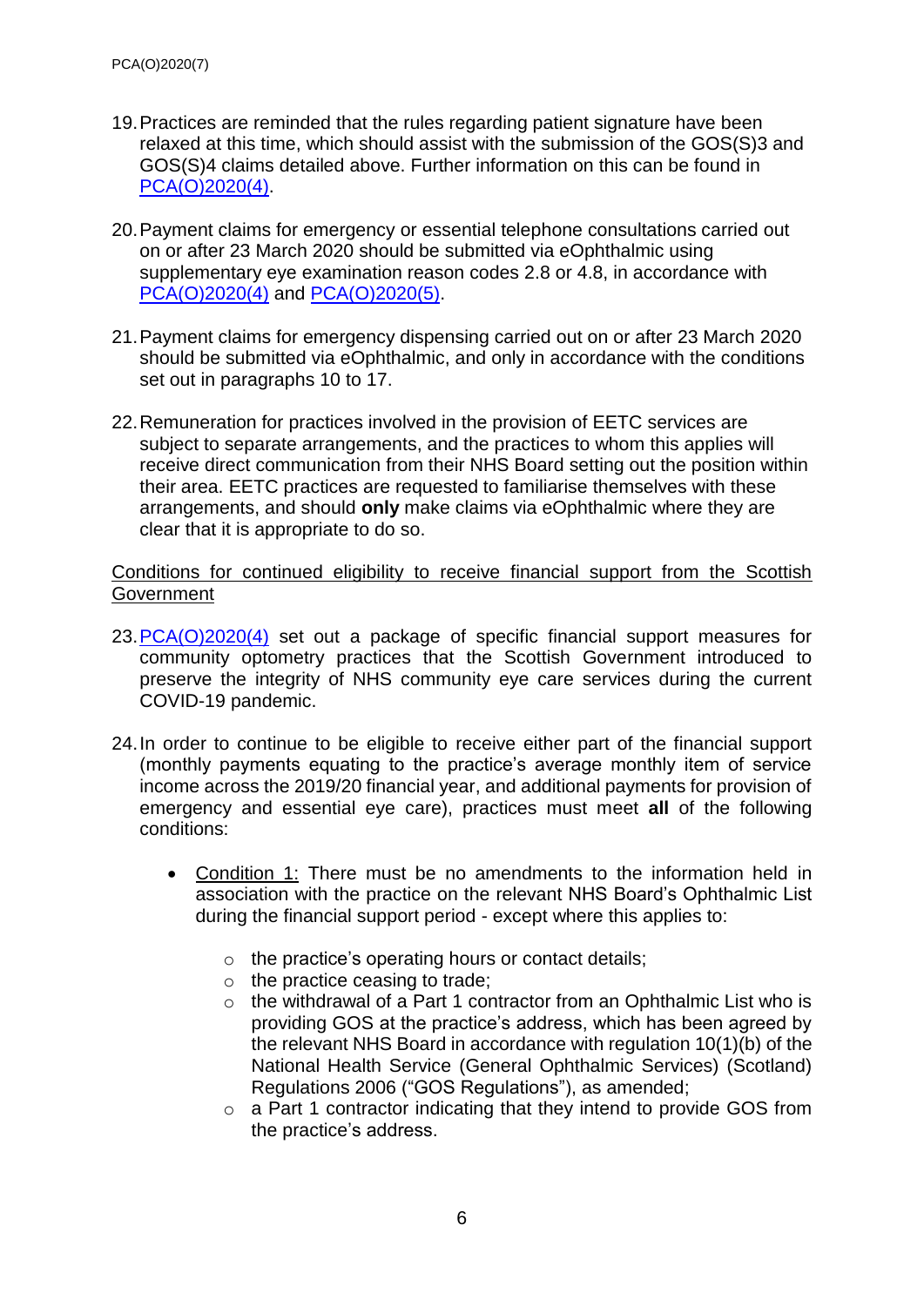19. Practices are reminded that the rules regarding patient signature have been relaxed at this time, which should assist with the submission of the GOS(S)3 and GOS(S)4 claims detailed above. Further information on this can be found in PCA(O)2020(4).

20. Payment claims for emergency or essential telephone consultations carried out on or after 23 March 2020 should be submitted via eOphthalmic using supplementary eye examination reason codes 2.8 or 4.8, in accordance with PCA(O)2020(4) and PCA(O)2020(5).

21. Payment claims for emergency dispensing carried out on or after 23 March 2020 should be submitted via eOphthalmic, and only in accordance with the conditions set out in paragraphs 10 to 17.

22. Remuneration for practices involved in the provision of EETC services are subject to separate arrangements, and the practices to whom this applies will receive direct communication from their NHS Board setting out the position within their area. EETC practices are requested to familiarise themselves with these arrangements, and should **only** make claims via eOphthalmic where they are clear that it is appropriate to do so.

<u>Conditions for continued eligibility to receive financial support from the Scottish Government</u>

23. PCA(O)2020(4) set out a package of specific financial support measures for community optometry practices that the Scottish Government introduced to preserve the integrity of NHS community eye care services during the current COVID-19 pandemic.

24. In order to continue to be eligible to receive either part of the financial support (monthly payments equating to the practice's average monthly item of service income across the 2019/20 financial year, and additional payments for provision of emergency and essential eye care), practices must meet **all** of the following conditions:

    - <u>Condition 1:</u> There must be no amendments to the information held in association with the practice on the relevant NHS Board's Ophthalmic List during the financial support period - except where this applies to:

        - the practice's operating hours or contact details;
        - the practice ceasing to trade;
        - the withdrawal of a Part 1 contractor from an Ophthalmic List who is providing GOS at the practice's address, which has been agreed by the relevant NHS Board in accordance with regulation 10(1)(b) of the National Health Service (General Ophthalmic Services) (Scotland) Regulations 2006 ("GOS Regulations"), as amended;
        - a Part 1 contractor indicating that they intend to provide GOS from the practice's address.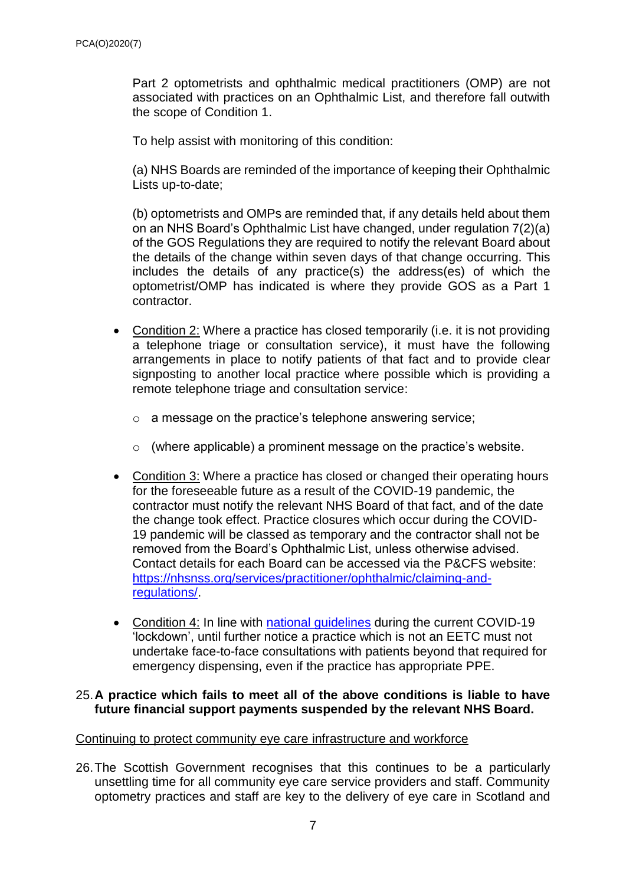Part 2 optometrists and ophthalmic medical practitioners (OMP) are not associated with practices on an Ophthalmic List, and therefore fall outwith the scope of Condition 1.

To help assist with monitoring of this condition:

(a) NHS Boards are reminded of the importance of keeping their Ophthalmic Lists up-to-date;

(b) optometrists and OMPs are reminded that, if any details held about them on an NHS Board's Ophthalmic List have changed, under regulation 7(2)(a) of the GOS Regulations they are required to notify the relevant Board about the details of the change within seven days of that change occurring. This includes the details of any practice(s) the address(es) of which the optometrist/OMP has indicated is where they provide GOS as a Part 1 contractor.

- Condition 2: Where a practice has closed temporarily (i.e. it is not providing a telephone triage or consultation service), it must have the following arrangements in place to notify patients of that fact and to provide clear signposting to another local practice where possible which is providing a remote telephone triage and consultation service:
  - a message on the practice's telephone answering service;
  - (where applicable) a prominent message on the practice's website.
- Condition 3: Where a practice has closed or changed their operating hours for the foreseeable future as a result of the COVID-19 pandemic, the contractor must notify the relevant NHS Board of that fact, and of the date the change took effect. Practice closures which occur during the COVID-19 pandemic will be classed as temporary and the contractor shall not be removed from the Board's Ophthalmic List, unless otherwise advised. Contact details for each Board can be accessed via the P&CFS website: [https://nhsnss.org/services/practitioner/ophthalmic/claiming-and-regulations/](https://nhsnss.org/services/practitioner/ophthalmic/claiming-and-regulations/).
- Condition 4: In line with national guidelines during the current COVID-19 'lockdown', until further notice a practice which is not an EETC must not undertake face-to-face consultations with patients beyond that required for emergency dispensing, even if the practice has appropriate PPE.

25. **A practice which fails to meet all of the above conditions is liable to have future financial support payments suspended by the relevant NHS Board.**

Continuing to protect community eye care infrastructure and workforce

26. The Scottish Government recognises that this continues to be a particularly unsettling time for all community eye care service providers and staff. Community optometry practices and staff are key to the delivery of eye care in Scotland and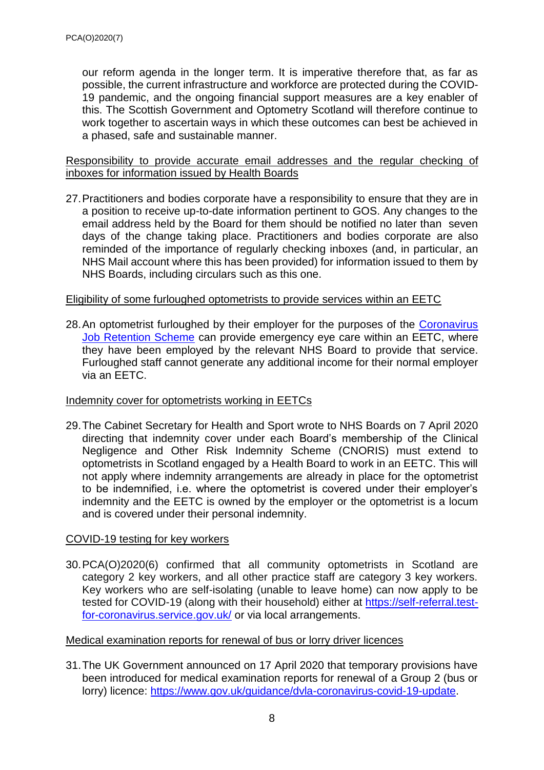our reform agenda in the longer term. It is imperative therefore that, as far as possible, the current infrastructure and workforce are protected during the COVID-19 pandemic, and the ongoing financial support measures are a key enabler of this. The Scottish Government and Optometry Scotland will therefore continue to work together to ascertain ways in which these outcomes can best be achieved in a phased, safe and sustainable manner.

Responsibility to provide accurate email addresses and the regular checking of inboxes for information issued by Health Boards

27. Practitioners and bodies corporate have a responsibility to ensure that they are in a position to receive up-to-date information pertinent to GOS. Any changes to the email address held by the Board for them should be notified no later than seven days of the change taking place. Practitioners and bodies corporate are also reminded of the importance of regularly checking inboxes (and, in particular, an NHS Mail account where this has been provided) for information issued to them by NHS Boards, including circulars such as this one.

Eligibility of some furloughed optometrists to provide services within an EETC

28. An optometrist furloughed by their employer for the purposes of the Coronavirus Job Retention Scheme can provide emergency eye care within an EETC, where they have been employed by the relevant NHS Board to provide that service. Furloughed staff cannot generate any additional income for their normal employer via an EETC.

Indemnity cover for optometrists working in EETCs

29. The Cabinet Secretary for Health and Sport wrote to NHS Boards on 7 April 2020 directing that indemnity cover under each Board's membership of the Clinical Negligence and Other Risk Indemnity Scheme (CNORIS) must extend to optometrists in Scotland engaged by a Health Board to work in an EETC. This will not apply where indemnity arrangements are already in place for the optometrist to be indemnified, i.e. where the optometrist is covered under their employer's indemnity and the EETC is owned by the employer or the optometrist is a locum and is covered under their personal indemnity.

COVID-19 testing for key workers

30. PCA(O)2020(6) confirmed that all community optometrists in Scotland are category 2 key workers, and all other practice staff are category 3 key workers. Key workers who are self-isolating (unable to leave home) can now apply to be tested for COVID-19 (along with their household) either at https://self-referral.test-for-coronavirus.service.gov.uk/ or via local arrangements.

Medical examination reports for renewal of bus or lorry driver licences

31. The UK Government announced on 17 April 2020 that temporary provisions have been introduced for medical examination reports for renewal of a Group 2 (bus or lorry) licence: https://www.gov.uk/guidance/dvla-coronavirus-covid-19-update.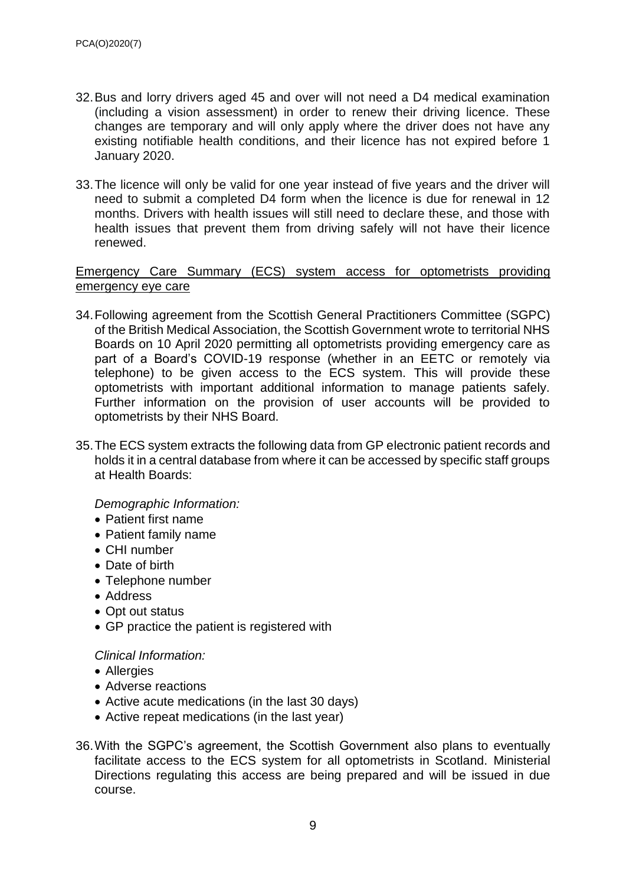32. Bus and lorry drivers aged 45 and over will not need a D4 medical examination (including a vision assessment) in order to renew their driving licence. These changes are temporary and will only apply where the driver does not have any existing notifiable health conditions, and their licence has not expired before 1 January 2020.

33. The licence will only be valid for one year instead of five years and the driver will need to submit a completed D4 form when the licence is due for renewal in 12 months. Drivers with health issues will still need to declare these, and those with health issues that prevent them from driving safely will not have their licence renewed.

<u>Emergency Care Summary (ECS) system access for optometrists providing emergency eye care</u>

34. Following agreement from the Scottish General Practitioners Committee (SGPC) of the British Medical Association, the Scottish Government wrote to territorial NHS Boards on 10 April 2020 permitting all optometrists providing emergency care as part of a Board's COVID-19 response (whether in an EETC or remotely via telephone) to be given access to the ECS system. This will provide these optometrists with important additional information to manage patients safely. Further information on the provision of user accounts will be provided to optometrists by their NHS Board.

35. The ECS system extracts the following data from GP electronic patient records and holds it in a central database from where it can be accessed by specific staff groups at Health Boards:

*Demographic Information:*

- Patient first name
- Patient family name
- CHI number
- Date of birth
- Telephone number
- Address
- Opt out status
- GP practice the patient is registered with

*Clinical Information:*

- Allergies
- Adverse reactions
- Active acute medications (in the last 30 days)
- Active repeat medications (in the last year)

36. With the SGPC's agreement, the Scottish Government also plans to eventually facilitate access to the ECS system for all optometrists in Scotland. Ministerial Directions regulating this access are being prepared and will be issued in due course.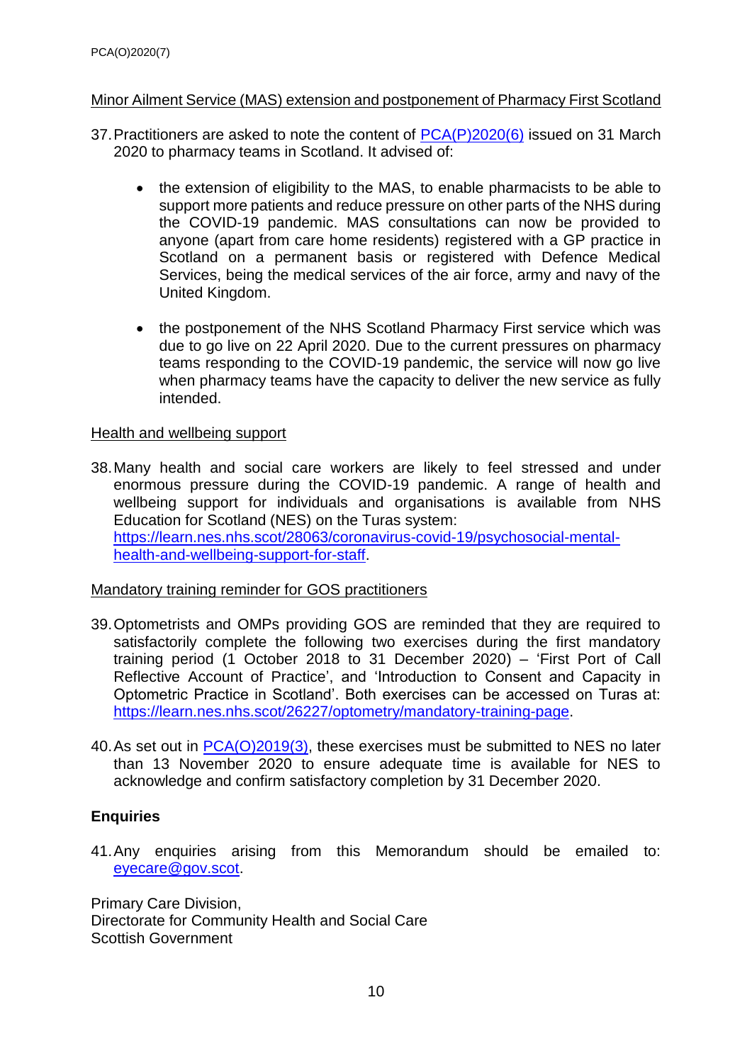Minor Ailment Service (MAS) extension and postponement of Pharmacy First Scotland

37. Practitioners are asked to note the content of [PCA(P)2020(6)](#) issued on 31 March 2020 to pharmacy teams in Scotland. It advised of:

    - the extension of eligibility to the MAS, to enable pharmacists to be able to support more patients and reduce pressure on other parts of the NHS during the COVID-19 pandemic. MAS consultations can now be provided to anyone (apart from care home residents) registered with a GP practice in Scotland on a permanent basis or registered with Defence Medical Services, being the medical services of the air force, army and navy of the United Kingdom.

    - the postponement of the NHS Scotland Pharmacy First service which was due to go live on 22 April 2020. Due to the current pressures on pharmacy teams responding to the COVID-19 pandemic, the service will now go live when pharmacy teams have the capacity to deliver the new service as fully intended.

Health and wellbeing support

38. Many health and social care workers are likely to feel stressed and under enormous pressure during the COVID-19 pandemic. A range of health and wellbeing support for individuals and organisations is available from NHS Education for Scotland (NES) on the Turas system: https://learn.nes.nhs.scot/28063/coronavirus-covid-19/psychosocial-mental-health-and-wellbeing-support-for-staff.

Mandatory training reminder for GOS practitioners

39. Optometrists and OMPs providing GOS are reminded that they are required to satisfactorily complete the following two exercises during the first mandatory training period (1 October 2018 to 31 December 2020) – 'First Port of Call Reflective Account of Practice', and 'Introduction to Consent and Capacity in Optometric Practice in Scotland'. Both exercises can be accessed on Turas at: https://learn.nes.nhs.scot/26227/optometry/mandatory-training-page.

40. As set out in [PCA(O)2019(3)](#), these exercises must be submitted to NES no later than 13 November 2020 to ensure adequate time is available for NES to acknowledge and confirm satisfactory completion by 31 December 2020.

**Enquiries**

41. Any enquiries arising from this Memorandum should be emailed to: eyecare@gov.scot.

Primary Care Division,
Directorate for Community Health and Social Care
Scottish Government